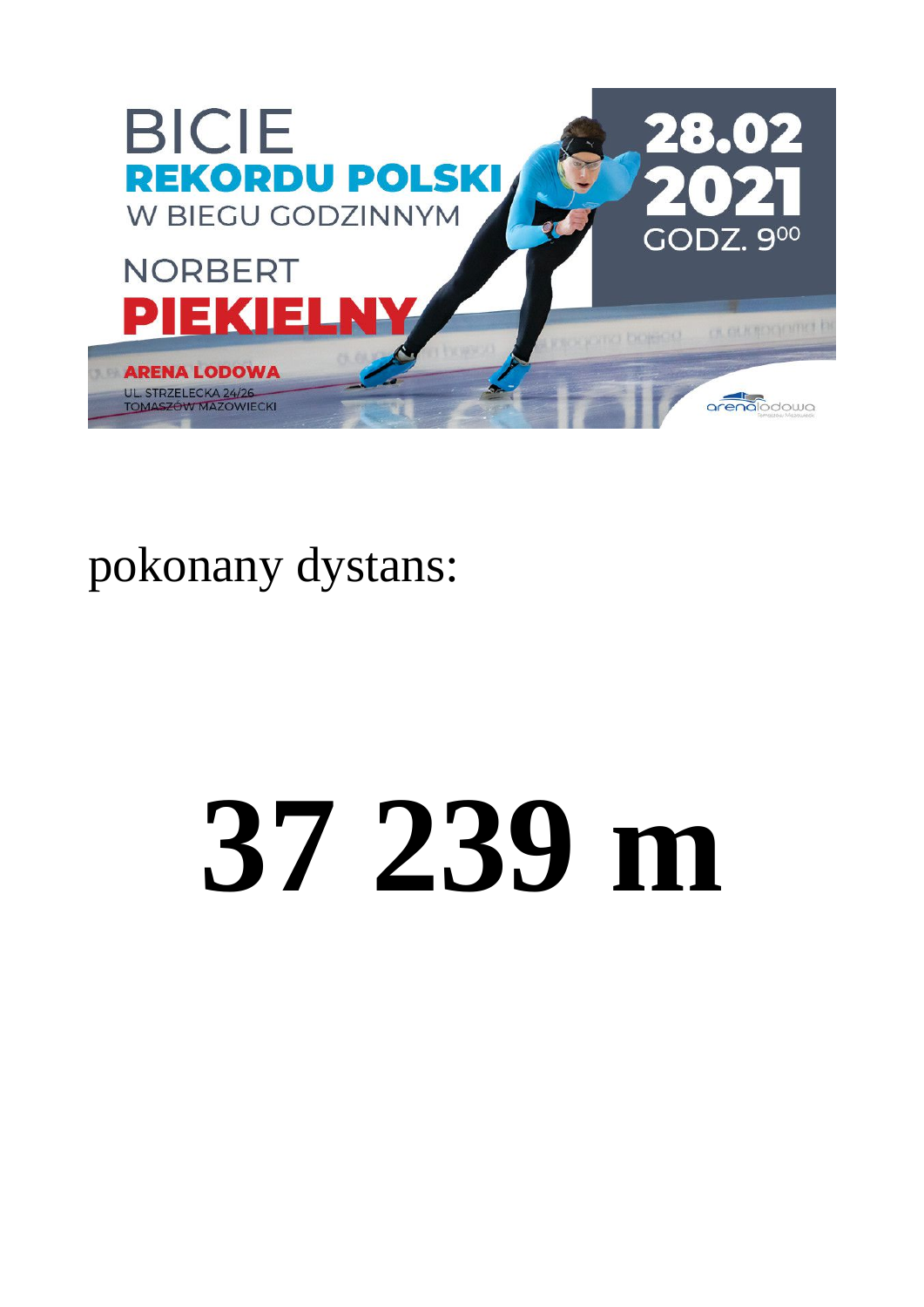BICIE
**REKORDU POLSKI**
W BIEGU GODZINNYM

NORBERT
**PIEKIELNY**

**28.02**
**2021**
GODZ. 9⁰⁰

**ARENA LODOWA**
UL. STRZELECKA 24/26
TOMASZÓW MAZOWIECKI

arena lodowa

pokonany dystans:

# **37 239 m**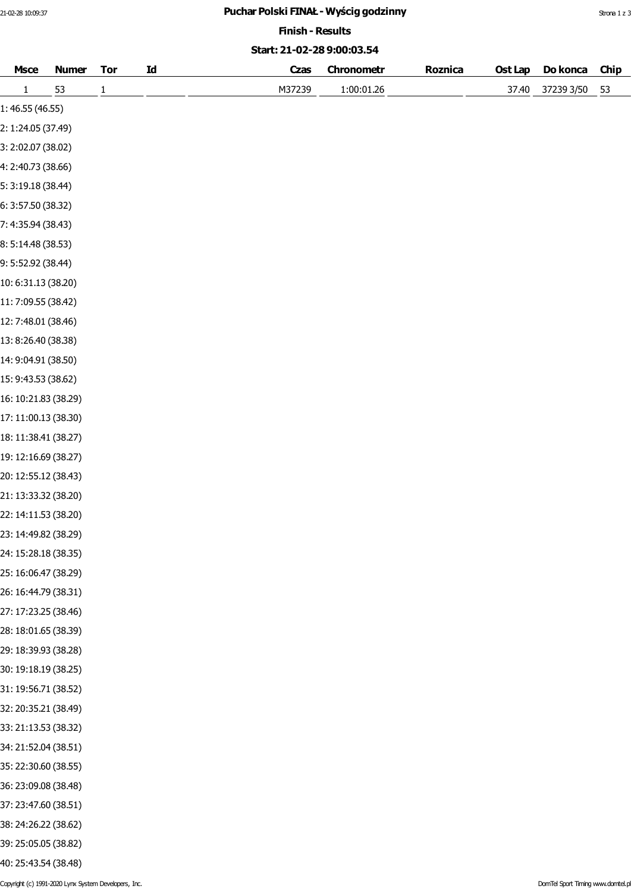# Puchar Polski FINAŁ - Wyścig godzinny

## Finish - Results

### Start: 21-02-28 9:00:03.54

| Msce | Numer | Tor | Id | | Czas | Chronometr | Roznica | Ost Lap | Do konca | Chip |
|---|---|---|---|---|---|---|---|---|---|---|
| 1 | 53 | 1 | | | M37239 | 1:00:01.26 | | 37.40 | 37239 3/50 | 53 |

1: 46.55 (46.55)

2: 1:24.05 (37.49)

3: 2:02.07 (38.02)

4: 2:40.73 (38.66)

5: 3:19.18 (38.44)

6: 3:57.50 (38.32)

7: 4:35.94 (38.43)

8: 5:14.48 (38.53)

9: 5:52.92 (38.44)

10: 6:31.13 (38.20)

11: 7:09.55 (38.42)

12: 7:48.01 (38.46)

13: 8:26.40 (38.38)

14: 9:04.91 (38.50)

15: 9:43.53 (38.62)

16: 10:21.83 (38.29)

17: 11:00.13 (38.30)

18: 11:38.41 (38.27)

19: 12:16.69 (38.27)

20: 12:55.12 (38.43)

21: 13:33.32 (38.20)

22: 14:11.53 (38.20)

23: 14:49.82 (38.29)

24: 15:28.18 (38.35)

25: 16:06.47 (38.29)

26: 16:44.79 (38.31)

27: 17:23.25 (38.46)

28: 18:01.65 (38.39)

29: 18:39.93 (38.28)

30: 19:18.19 (38.25)

31: 19:56.71 (38.52)

32: 20:35.21 (38.49)

33: 21:13.53 (38.32)

34: 21:52.04 (38.51)

35: 22:30.60 (38.55)

36: 23:09.08 (38.48)

37: 23:47.60 (38.51)

38: 24:26.22 (38.62)

39: 25:05.05 (38.82)

40: 25:43.54 (38.48)

Copyright (c) 1991-2020 Lynx System Developers, Inc.

DomTel Sport Timing www.domtel.pl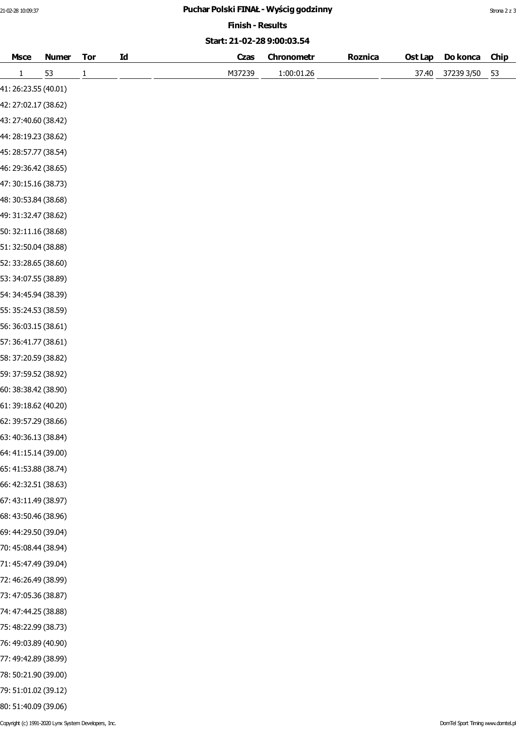# Puchar Polski FINAŁ - Wyścig godzinny

## Finish - Results

### Start: 21-02-28 9:00:03.54

| Msce | Numer | Tor | Id | | Czas | Chronometr | Roznica | Ost Lap | Do konca | Chip |
|---|---|---|---|---|---|---|---|---|---|---|
| 1 | 53 | 1 | | | M37239 | 1:00:01.26 | | 37.40 | 37239 3/50 | 53 |

41: 26:23.55 (40.01)

42: 27:02.17 (38.62)

43: 27:40.60 (38.42)

44: 28:19.23 (38.62)

45: 28:57.77 (38.54)

46: 29:36.42 (38.65)

47: 30:15.16 (38.73)

48: 30:53.84 (38.68)

49: 31:32.47 (38.62)

50: 32:11.16 (38.68)

51: 32:50.04 (38.88)

52: 33:28.65 (38.60)

53: 34:07.55 (38.89)

54: 34:45.94 (38.39)

55: 35:24.53 (38.59)

56: 36:03.15 (38.61)

57: 36:41.77 (38.61)

58: 37:20.59 (38.82)

59: 37:59.52 (38.92)

60: 38:38.42 (38.90)

61: 39:18.62 (40.20)

62: 39:57.29 (38.66)

63: 40:36.13 (38.84)

64: 41:15.14 (39.00)

65: 41:53.88 (38.74)

66: 42:32.51 (38.63)

67: 43:11.49 (38.97)

68: 43:50.46 (38.96)

69: 44:29.50 (39.04)

70: 45:08.44 (38.94)

71: 45:47.49 (39.04)

72: 46:26.49 (38.99)

73: 47:05.36 (38.87)

74: 47:44.25 (38.88)

75: 48:22.99 (38.73)

76: 49:03.89 (40.90)

77: 49:42.89 (38.99)

78: 50:21.90 (39.00)

79: 51:01.02 (39.12)

80: 51:40.09 (39.06)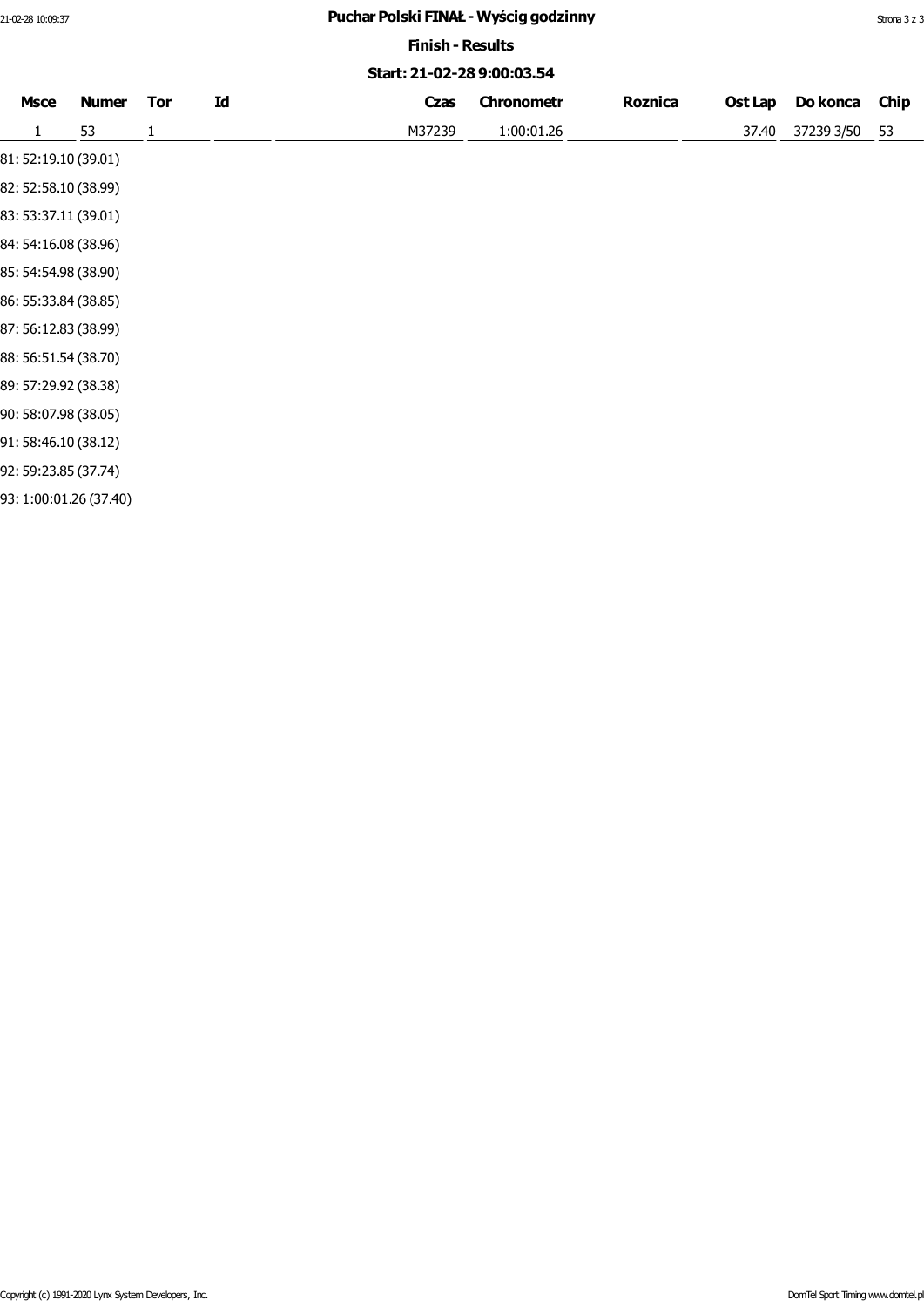# Puchar Polski FINAŁ - Wyścig godzinny

## Finish - Results

### Start: 21-02-28 9:00:03.54

| Msce | Numer | Tor | Id | | Czas | Chronometr | Roznica | Ost Lap | Do konca | Chip |
|---|---|---|---|---|---|---|---|---|---|---|
| 1 | 53 | 1 | | | M37239 | 1:00:01.26 | | 37.40 | 37239 3/50 | 53 |

81: 52:19.10 (39.01)

82: 52:58.10 (38.99)

83: 53:37.11 (39.01)

84: 54:16.08 (38.96)

85: 54:54.98 (38.90)

86: 55:33.84 (38.85)

87: 56:12.83 (38.99)

88: 56:51.54 (38.70)

89: 57:29.92 (38.38)

90: 58:07.98 (38.05)

91: 58:46.10 (38.12)

92: 59:23.85 (37.74)

93: 1:00:01.26 (37.40)